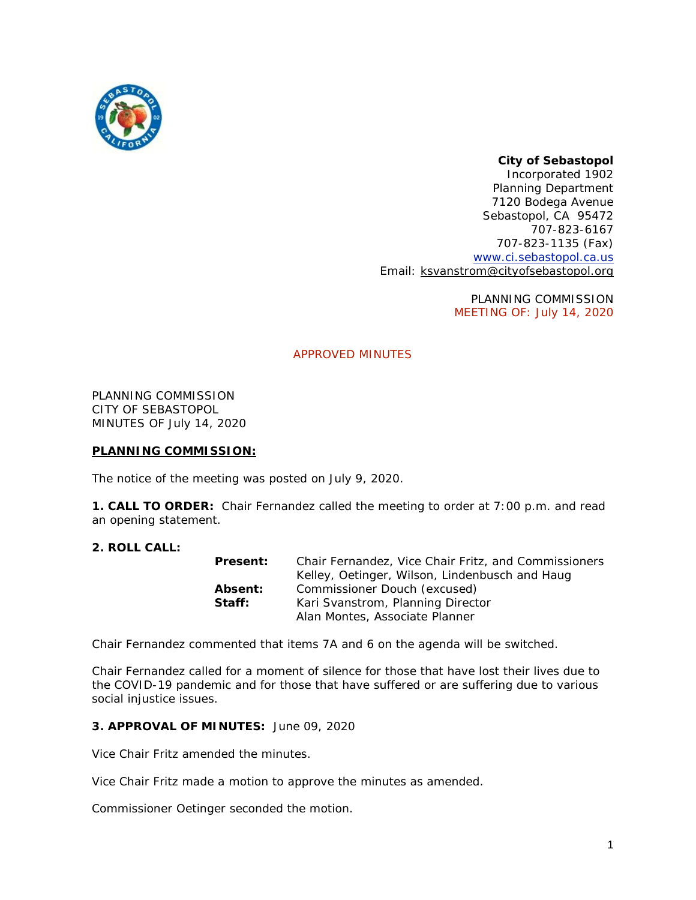**City of Sebastopol**
Incorporated 1902
Planning Department
7120 Bodega Avenue
Sebastopol, CA 95472
707-823-6167
707-823-1135 (Fax)
www.ci.sebastopol.ca.us
Email: ksvanstrom@cityofsebastopol.org

PLANNING COMMISSION
MEETING OF: July 14, 2020

APPROVED MINUTES

PLANNING COMMISSION
CITY OF SEBASTOPOL
MINUTES OF July 14, 2020

**PLANNING COMMISSION:**

The notice of the meeting was posted on July 9, 2020.

**1. CALL TO ORDER:** Chair Fernandez called the meeting to order at 7:00 p.m. and read an opening statement.

**2. ROLL CALL:**

**Present:** Chair Fernandez, Vice Chair Fritz, and Commissioners Kelley, Oetinger, Wilson, Lindenbusch and Haug
**Absent:** Commissioner Douch (excused)
**Staff:** Kari Svanstrom, Planning Director
Alan Montes, Associate Planner

Chair Fernandez commented that items 7A and 6 on the agenda will be switched.

Chair Fernandez called for a moment of silence for those that have lost their lives due to the COVID-19 pandemic and for those that have suffered or are suffering due to various social injustice issues.

**3. APPROVAL OF MINUTES:** June 09, 2020

Vice Chair Fritz amended the minutes.

Vice Chair Fritz made a motion to approve the minutes as amended.

Commissioner Oetinger seconded the motion.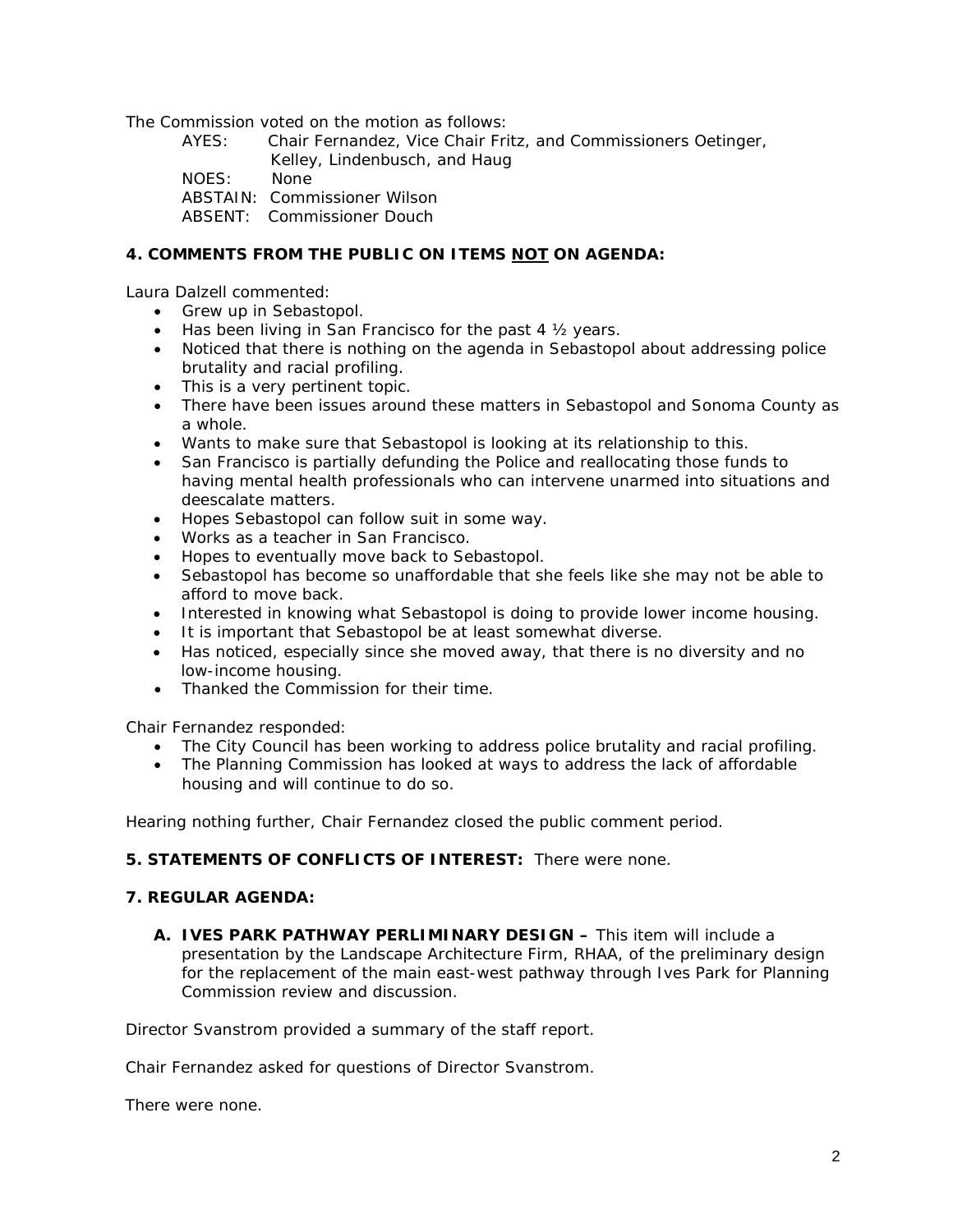The Commission voted on the motion as follows:

AYES: Chair Fernandez, Vice Chair Fritz, and Commissioners Oetinger, Kelley, Lindenbusch, and Haug
NOES: None
ABSTAIN: Commissioner Wilson
ABSENT: Commissioner Douch

**4. COMMENTS FROM THE PUBLIC ON ITEMS <u>NOT</u> ON AGENDA:**

Laura Dalzell commented:

- Grew up in Sebastopol.
- Has been living in San Francisco for the past 4 ½ years.
- Noticed that there is nothing on the agenda in Sebastopol about addressing police brutality and racial profiling.
- This is a very pertinent topic.
- There have been issues around these matters in Sebastopol and Sonoma County as a whole.
- Wants to make sure that Sebastopol is looking at its relationship to this.
- San Francisco is partially defunding the Police and reallocating those funds to having mental health professionals who can intervene unarmed into situations and deescalate matters.
- Hopes Sebastopol can follow suit in some way.
- Works as a teacher in San Francisco.
- Hopes to eventually move back to Sebastopol.
- Sebastopol has become so unaffordable that she feels like she may not be able to afford to move back.
- Interested in knowing what Sebastopol is doing to provide lower income housing.
- It is important that Sebastopol be at least somewhat diverse.
- Has noticed, especially since she moved away, that there is no diversity and no low-income housing.
- Thanked the Commission for their time.

Chair Fernandez responded:

- The City Council has been working to address police brutality and racial profiling.
- The Planning Commission has looked at ways to address the lack of affordable housing and will continue to do so.

Hearing nothing further, Chair Fernandez closed the public comment period.

**5. STATEMENTS OF CONFLICTS OF INTEREST:** There were none.

**7. REGULAR AGENDA:**

**A. IVES PARK PATHWAY PERLIMINARY DESIGN –** This item will include a presentation by the Landscape Architecture Firm, RHAA, of the preliminary design for the replacement of the main east-west pathway through Ives Park for Planning Commission review and discussion.

Director Svanstrom provided a summary of the staff report.

Chair Fernandez asked for questions of Director Svanstrom.

There were none.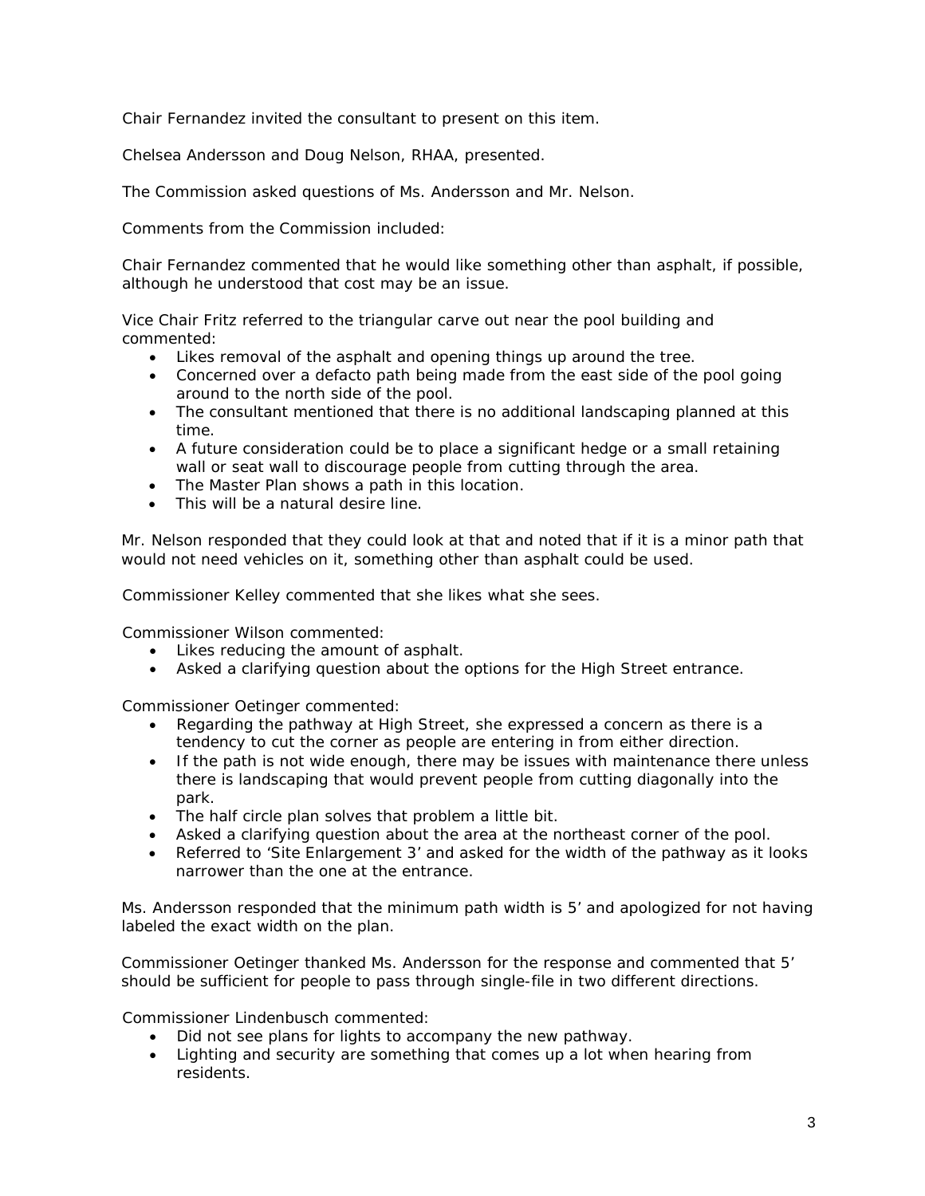Chair Fernandez invited the consultant to present on this item.

Chelsea Andersson and Doug Nelson, RHAA, presented.

The Commission asked questions of Ms. Andersson and Mr. Nelson.

Comments from the Commission included:

Chair Fernandez commented that he would like something other than asphalt, if possible, although he understood that cost may be an issue.

Vice Chair Fritz referred to the triangular carve out near the pool building and commented:

- Likes removal of the asphalt and opening things up around the tree.
- Concerned over a defacto path being made from the east side of the pool going around to the north side of the pool.
- The consultant mentioned that there is no additional landscaping planned at this time.
- A future consideration could be to place a significant hedge or a small retaining wall or seat wall to discourage people from cutting through the area.
- The Master Plan shows a path in this location.
- This will be a natural desire line.

Mr. Nelson responded that they could look at that and noted that if it is a minor path that would not need vehicles on it, something other than asphalt could be used.

Commissioner Kelley commented that she likes what she sees.

Commissioner Wilson commented:

- Likes reducing the amount of asphalt.
- Asked a clarifying question about the options for the High Street entrance.

Commissioner Oetinger commented:

- Regarding the pathway at High Street, she expressed a concern as there is a tendency to cut the corner as people are entering in from either direction.
- If the path is not wide enough, there may be issues with maintenance there unless there is landscaping that would prevent people from cutting diagonally into the park.
- The half circle plan solves that problem a little bit.
- Asked a clarifying question about the area at the northeast corner of the pool.
- Referred to 'Site Enlargement 3' and asked for the width of the pathway as it looks narrower than the one at the entrance.

Ms. Andersson responded that the minimum path width is 5' and apologized for not having labeled the exact width on the plan.

Commissioner Oetinger thanked Ms. Andersson for the response and commented that 5' should be sufficient for people to pass through single-file in two different directions.

Commissioner Lindenbusch commented:

- Did not see plans for lights to accompany the new pathway.
- Lighting and security are something that comes up a lot when hearing from residents.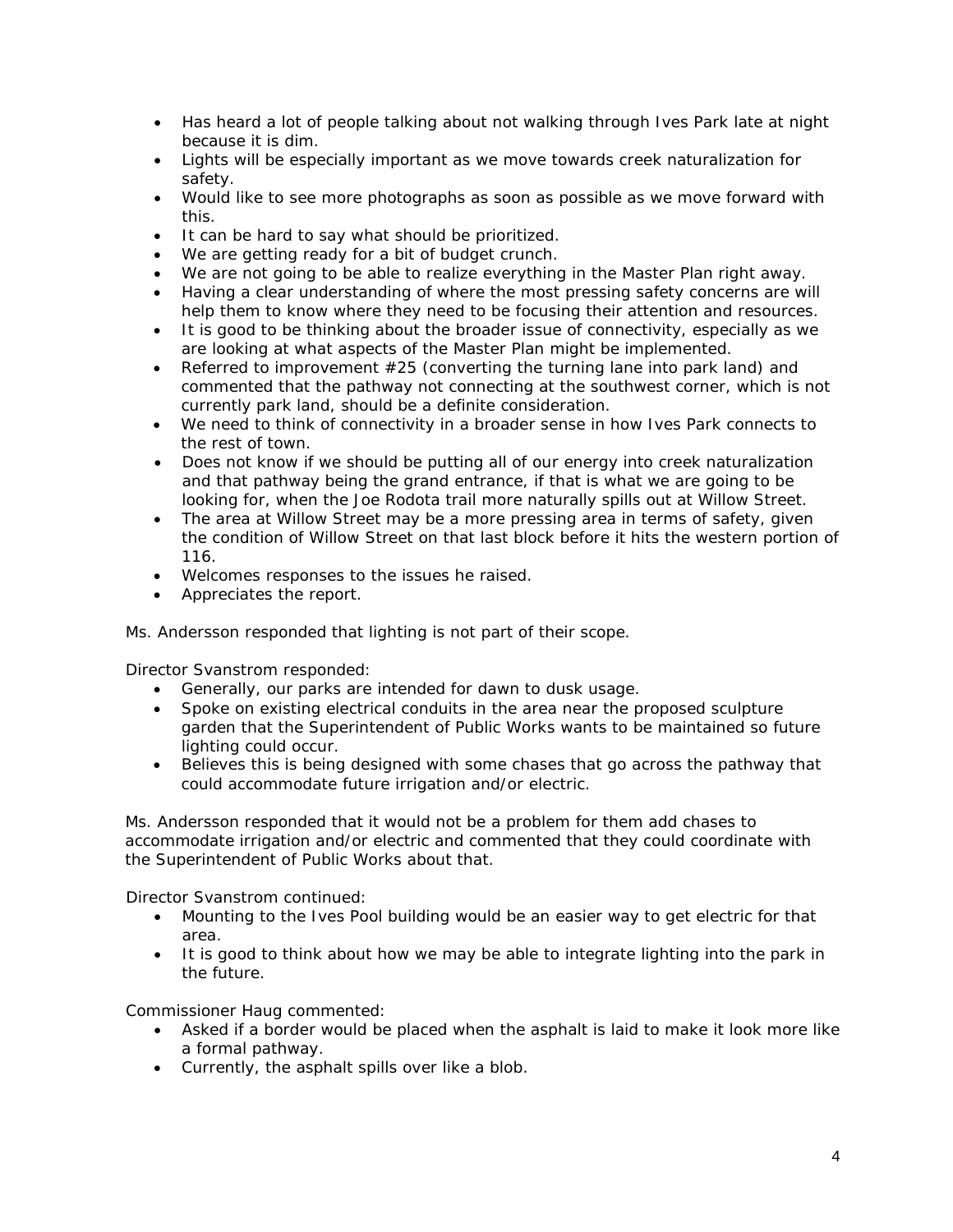- Has heard a lot of people talking about not walking through Ives Park late at night because it is dim.
- Lights will be especially important as we move towards creek naturalization for safety.
- Would like to see more photographs as soon as possible as we move forward with this.
- It can be hard to say what should be prioritized.
- We are getting ready for a bit of budget crunch.
- We are not going to be able to realize everything in the Master Plan right away.
- Having a clear understanding of where the most pressing safety concerns are will help them to know where they need to be focusing their attention and resources.
- It is good to be thinking about the broader issue of connectivity, especially as we are looking at what aspects of the Master Plan might be implemented.
- Referred to improvement #25 (converting the turning lane into park land) and commented that the pathway not connecting at the southwest corner, which is not currently park land, should be a definite consideration.
- We need to think of connectivity in a broader sense in how Ives Park connects to the rest of town.
- Does not know if we should be putting all of our energy into creek naturalization and that pathway being the grand entrance, if that is what we are going to be looking for, when the Joe Rodota trail more naturally spills out at Willow Street.
- The area at Willow Street may be a more pressing area in terms of safety, given the condition of Willow Street on that last block before it hits the western portion of 116.
- Welcomes responses to the issues he raised.
- Appreciates the report.

Ms. Andersson responded that lighting is not part of their scope.

Director Svanstrom responded:

- Generally, our parks are intended for dawn to dusk usage.
- Spoke on existing electrical conduits in the area near the proposed sculpture garden that the Superintendent of Public Works wants to be maintained so future lighting could occur.
- Believes this is being designed with some chases that go across the pathway that could accommodate future irrigation and/or electric.

Ms. Andersson responded that it would not be a problem for them add chases to accommodate irrigation and/or electric and commented that they could coordinate with the Superintendent of Public Works about that.

Director Svanstrom continued:

- Mounting to the Ives Pool building would be an easier way to get electric for that area.
- It is good to think about how we may be able to integrate lighting into the park in the future.

Commissioner Haug commented:

- Asked if a border would be placed when the asphalt is laid to make it look more like a formal pathway.
- Currently, the asphalt spills over like a blob.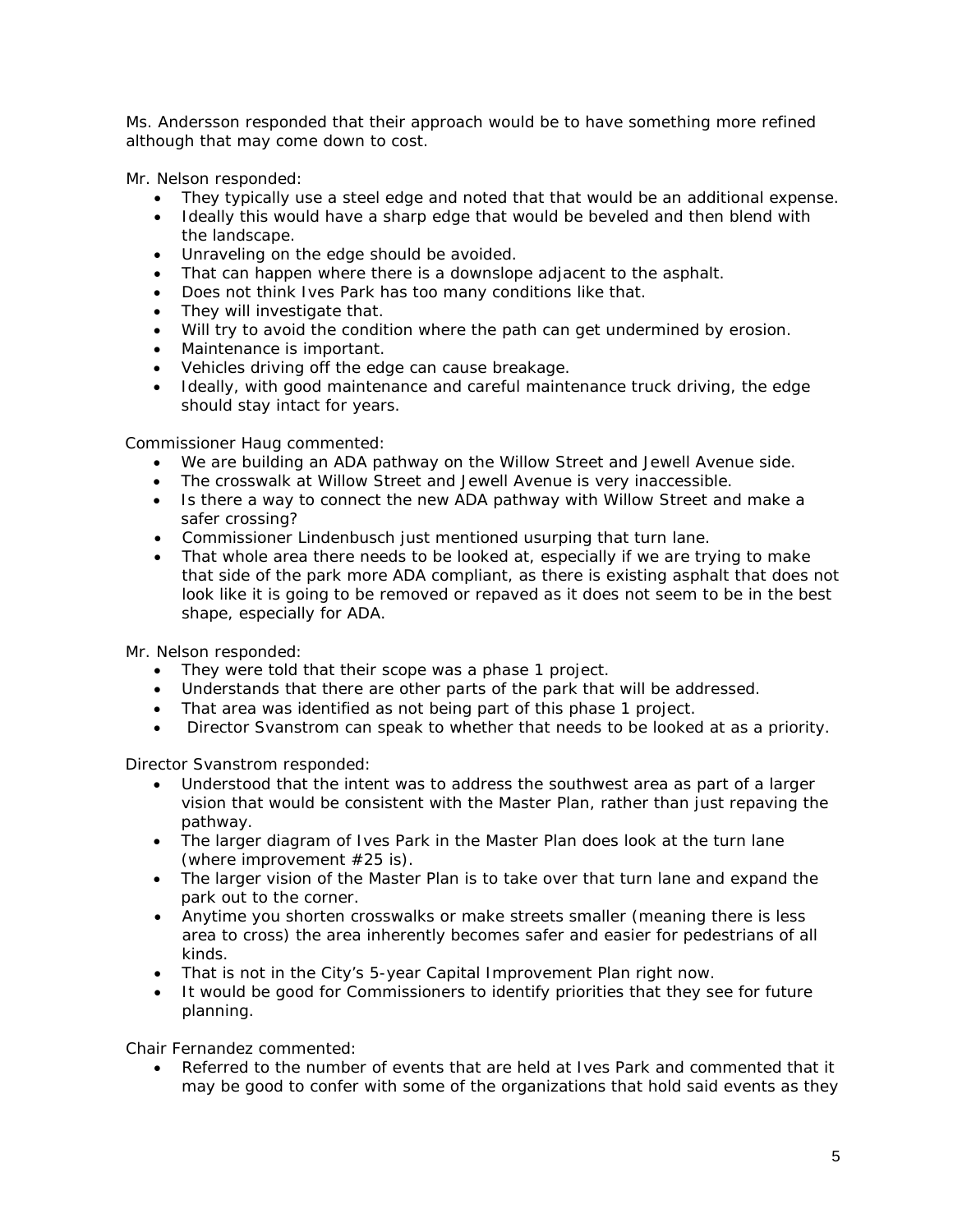Ms. Andersson responded that their approach would be to have something more refined although that may come down to cost.

Mr. Nelson responded:

- They typically use a steel edge and noted that that would be an additional expense.
- Ideally this would have a sharp edge that would be beveled and then blend with the landscape.
- Unraveling on the edge should be avoided.
- That can happen where there is a downslope adjacent to the asphalt.
- Does not think Ives Park has too many conditions like that.
- They will investigate that.
- Will try to avoid the condition where the path can get undermined by erosion.
- Maintenance is important.
- Vehicles driving off the edge can cause breakage.
- Ideally, with good maintenance and careful maintenance truck driving, the edge should stay intact for years.

Commissioner Haug commented:

- We are building an ADA pathway on the Willow Street and Jewell Avenue side.
- The crosswalk at Willow Street and Jewell Avenue is very inaccessible.
- Is there a way to connect the new ADA pathway with Willow Street and make a safer crossing?
- Commissioner Lindenbusch just mentioned usurping that turn lane.
- That whole area there needs to be looked at, especially if we are trying to make that side of the park more ADA compliant, as there is existing asphalt that does not look like it is going to be removed or repaved as it does not seem to be in the best shape, especially for ADA.

Mr. Nelson responded:

- They were told that their scope was a phase 1 project.
- Understands that there are other parts of the park that will be addressed.
- That area was identified as not being part of this phase 1 project.
- Director Svanstrom can speak to whether that needs to be looked at as a priority.

Director Svanstrom responded:

- Understood that the intent was to address the southwest area as part of a larger vision that would be consistent with the Master Plan, rather than just repaving the pathway.
- The larger diagram of Ives Park in the Master Plan does look at the turn lane (where improvement #25 is).
- The larger vision of the Master Plan is to take over that turn lane and expand the park out to the corner.
- Anytime you shorten crosswalks or make streets smaller (meaning there is less area to cross) the area inherently becomes safer and easier for pedestrians of all kinds.
- That is not in the City's 5-year Capital Improvement Plan right now.
- It would be good for Commissioners to identify priorities that they see for future planning.

Chair Fernandez commented:

- Referred to the number of events that are held at Ives Park and commented that it may be good to confer with some of the organizations that hold said events as they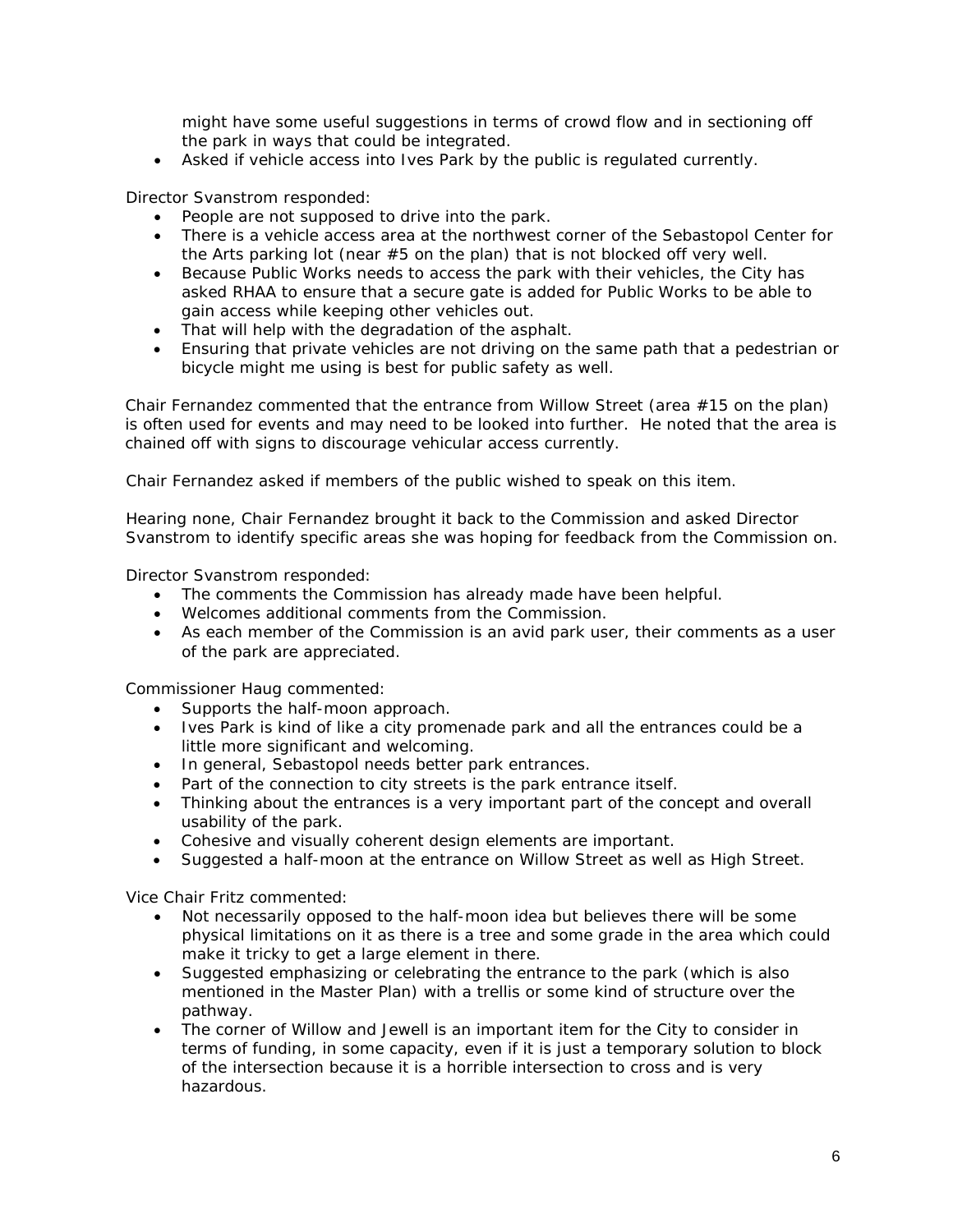might have some useful suggestions in terms of crowd flow and in sectioning off the park in ways that could be integrated.

- Asked if vehicle access into Ives Park by the public is regulated currently.

Director Svanstrom responded:

- People are not supposed to drive into the park.
- There is a vehicle access area at the northwest corner of the Sebastopol Center for the Arts parking lot (near #5 on the plan) that is not blocked off very well.
- Because Public Works needs to access the park with their vehicles, the City has asked RHAA to ensure that a secure gate is added for Public Works to be able to gain access while keeping other vehicles out.
- That will help with the degradation of the asphalt.
- Ensuring that private vehicles are not driving on the same path that a pedestrian or bicycle might me using is best for public safety as well.

Chair Fernandez commented that the entrance from Willow Street (area #15 on the plan) is often used for events and may need to be looked into further. He noted that the area is chained off with signs to discourage vehicular access currently.

Chair Fernandez asked if members of the public wished to speak on this item.

Hearing none, Chair Fernandez brought it back to the Commission and asked Director Svanstrom to identify specific areas she was hoping for feedback from the Commission on.

Director Svanstrom responded:

- The comments the Commission has already made have been helpful.
- Welcomes additional comments from the Commission.
- As each member of the Commission is an avid park user, their comments as a user of the park are appreciated.

Commissioner Haug commented:

- Supports the half-moon approach.
- Ives Park is kind of like a city promenade park and all the entrances could be a little more significant and welcoming.
- In general, Sebastopol needs better park entrances.
- Part of the connection to city streets is the park entrance itself.
- Thinking about the entrances is a very important part of the concept and overall usability of the park.
- Cohesive and visually coherent design elements are important.
- Suggested a half-moon at the entrance on Willow Street as well as High Street.

Vice Chair Fritz commented:

- Not necessarily opposed to the half-moon idea but believes there will be some physical limitations on it as there is a tree and some grade in the area which could make it tricky to get a large element in there.
- Suggested emphasizing or celebrating the entrance to the park (which is also mentioned in the Master Plan) with a trellis or some kind of structure over the pathway.
- The corner of Willow and Jewell is an important item for the City to consider in terms of funding, in some capacity, even if it is just a temporary solution to block of the intersection because it is a horrible intersection to cross and is very hazardous.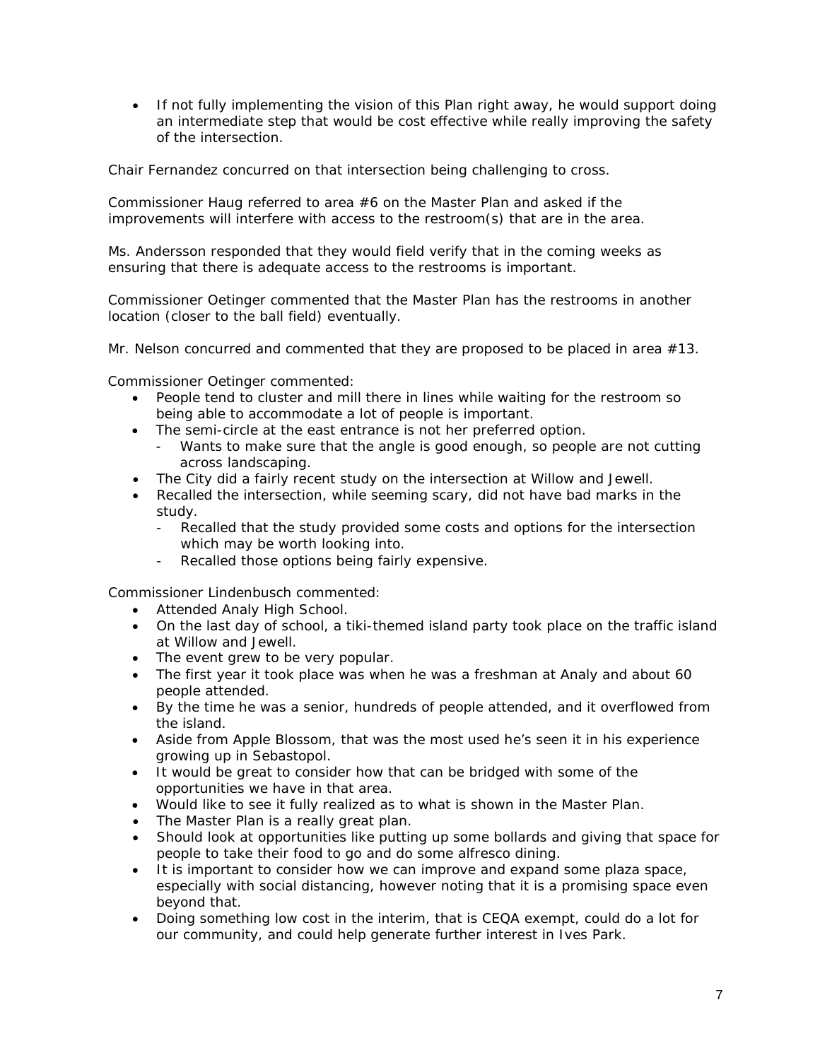- If not fully implementing the vision of this Plan right away, he would support doing an intermediate step that would be cost effective while really improving the safety of the intersection.

Chair Fernandez concurred on that intersection being challenging to cross.

Commissioner Haug referred to area #6 on the Master Plan and asked if the improvements will interfere with access to the restroom(s) that are in the area.

Ms. Andersson responded that they would field verify that in the coming weeks as ensuring that there is adequate access to the restrooms is important.

Commissioner Oetinger commented that the Master Plan has the restrooms in another location (closer to the ball field) eventually.

Mr. Nelson concurred and commented that they are proposed to be placed in area #13.

Commissioner Oetinger commented:

- People tend to cluster and mill there in lines while waiting for the restroom so being able to accommodate a lot of people is important.
- The semi-circle at the east entrance is not her preferred option.
  - Wants to make sure that the angle is good enough, so people are not cutting across landscaping.
- The City did a fairly recent study on the intersection at Willow and Jewell.
- Recalled the intersection, while seeming scary, did not have bad marks in the study.
  - Recalled that the study provided some costs and options for the intersection which may be worth looking into.
  - Recalled those options being fairly expensive.

Commissioner Lindenbusch commented:

- Attended Analy High School.
- On the last day of school, a tiki-themed island party took place on the traffic island at Willow and Jewell.
- The event grew to be very popular.
- The first year it took place was when he was a freshman at Analy and about 60 people attended.
- By the time he was a senior, hundreds of people attended, and it overflowed from the island.
- Aside from Apple Blossom, that was the most used he's seen it in his experience growing up in Sebastopol.
- It would be great to consider how that can be bridged with some of the opportunities we have in that area.
- Would like to see it fully realized as to what is shown in the Master Plan.
- The Master Plan is a really great plan.
- Should look at opportunities like putting up some bollards and giving that space for people to take their food to go and do some alfresco dining.
- It is important to consider how we can improve and expand some plaza space, especially with social distancing, however noting that it is a promising space even beyond that.
- Doing something low cost in the interim, that is CEQA exempt, could do a lot for our community, and could help generate further interest in Ives Park.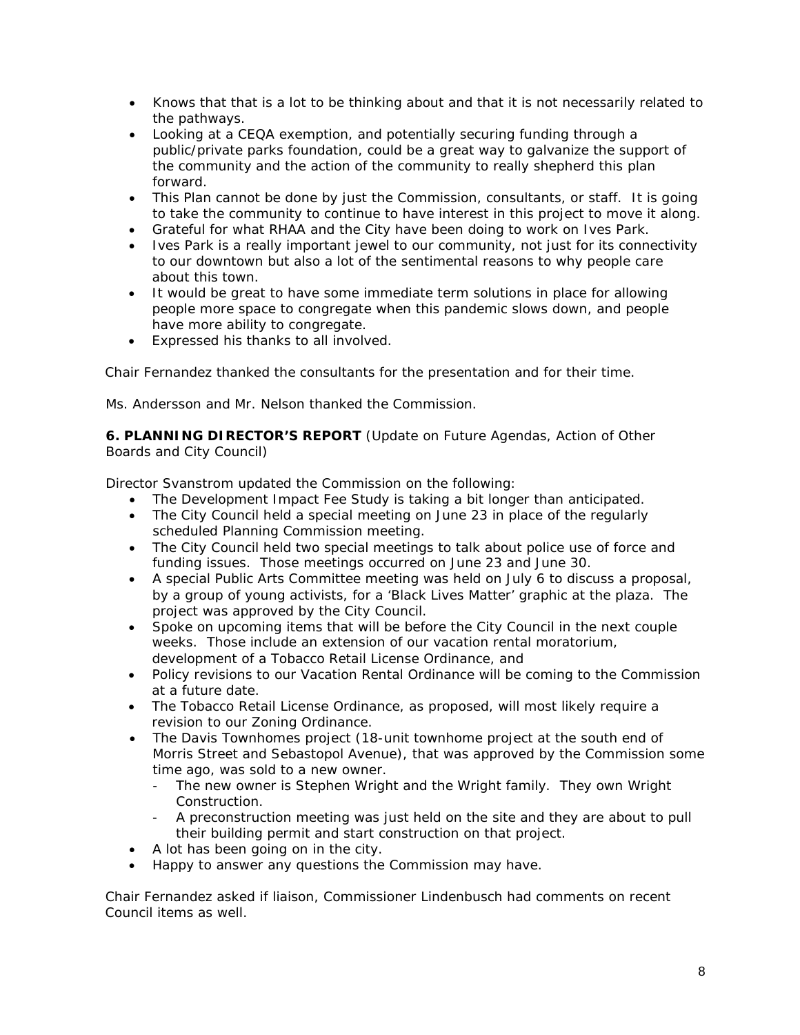- Knows that that is a lot to be thinking about and that it is not necessarily related to the pathways.
- Looking at a CEQA exemption, and potentially securing funding through a public/private parks foundation, could be a great way to galvanize the support of the community and the action of the community to really shepherd this plan forward.
- This Plan cannot be done by just the Commission, consultants, or staff. It is going to take the community to continue to have interest in this project to move it along.
- Grateful for what RHAA and the City have been doing to work on Ives Park.
- Ives Park is a really important jewel to our community, not just for its connectivity to our downtown but also a lot of the sentimental reasons to why people care about this town.
- It would be great to have some immediate term solutions in place for allowing people more space to congregate when this pandemic slows down, and people have more ability to congregate.
- Expressed his thanks to all involved.

Chair Fernandez thanked the consultants for the presentation and for their time.

Ms. Andersson and Mr. Nelson thanked the Commission.

**6. PLANNING DIRECTOR'S REPORT** (Update on Future Agendas, Action of Other Boards and City Council)

Director Svanstrom updated the Commission on the following:

- The Development Impact Fee Study is taking a bit longer than anticipated.
- The City Council held a special meeting on June 23 in place of the regularly scheduled Planning Commission meeting.
- The City Council held two special meetings to talk about police use of force and funding issues. Those meetings occurred on June 23 and June 30.
- A special Public Arts Committee meeting was held on July 6 to discuss a proposal, by a group of young activists, for a 'Black Lives Matter' graphic at the plaza. The project was approved by the City Council.
- Spoke on upcoming items that will be before the City Council in the next couple weeks. Those include an extension of our vacation rental moratorium, development of a Tobacco Retail License Ordinance, and
- Policy revisions to our Vacation Rental Ordinance will be coming to the Commission at a future date.
- The Tobacco Retail License Ordinance, as proposed, will most likely require a revision to our Zoning Ordinance.
- The Davis Townhomes project (18-unit townhome project at the south end of Morris Street and Sebastopol Avenue), that was approved by the Commission some time ago, was sold to a new owner.
  - The new owner is Stephen Wright and the Wright family. They own Wright Construction.
  - A preconstruction meeting was just held on the site and they are about to pull their building permit and start construction on that project.
- A lot has been going on in the city.
- Happy to answer any questions the Commission may have.

Chair Fernandez asked if liaison, Commissioner Lindenbusch had comments on recent Council items as well.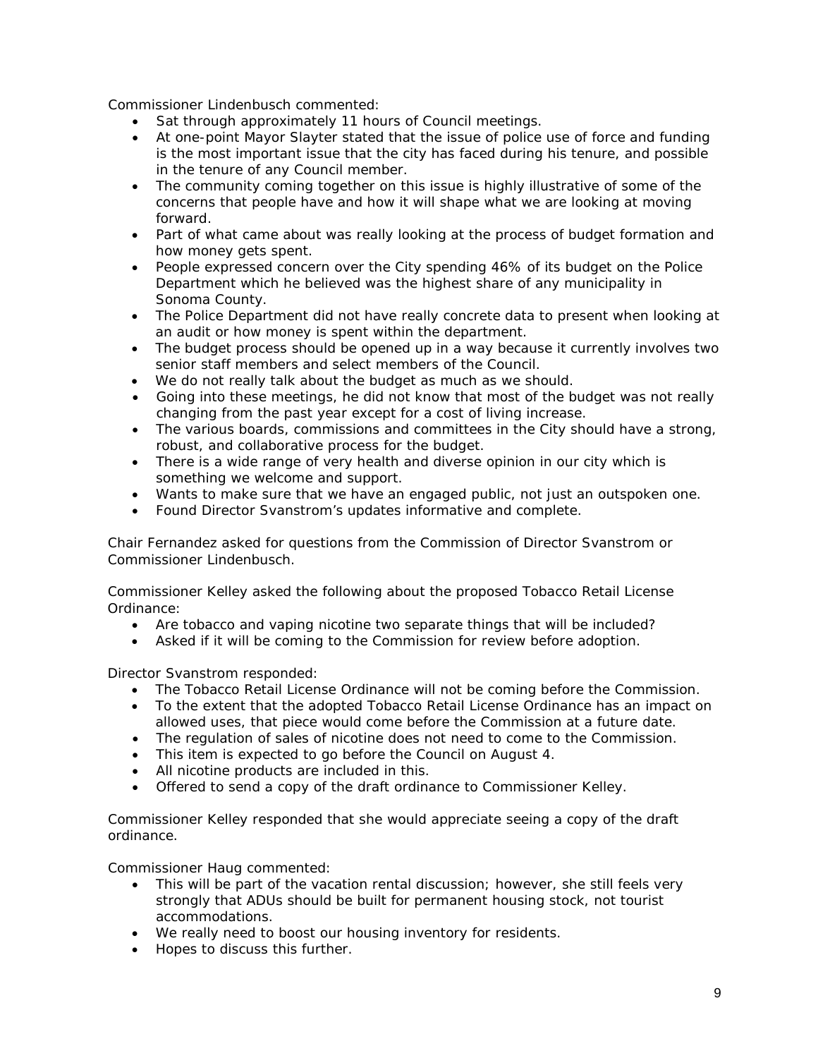Commissioner Lindenbusch commented:

- Sat through approximately 11 hours of Council meetings.
- At one-point Mayor Slayter stated that the issue of police use of force and funding is the most important issue that the city has faced during his tenure, and possible in the tenure of any Council member.
- The community coming together on this issue is highly illustrative of some of the concerns that people have and how it will shape what we are looking at moving forward.
- Part of what came about was really looking at the process of budget formation and how money gets spent.
- People expressed concern over the City spending 46% of its budget on the Police Department which he believed was the highest share of any municipality in Sonoma County.
- The Police Department did not have really concrete data to present when looking at an audit or how money is spent within the department.
- The budget process should be opened up in a way because it currently involves two senior staff members and select members of the Council.
- We do not really talk about the budget as much as we should.
- Going into these meetings, he did not know that most of the budget was not really changing from the past year except for a cost of living increase.
- The various boards, commissions and committees in the City should have a strong, robust, and collaborative process for the budget.
- There is a wide range of very health and diverse opinion in our city which is something we welcome and support.
- Wants to make sure that we have an engaged public, not just an outspoken one.
- Found Director Svanstrom's updates informative and complete.

Chair Fernandez asked for questions from the Commission of Director Svanstrom or Commissioner Lindenbusch.

Commissioner Kelley asked the following about the proposed Tobacco Retail License Ordinance:

- Are tobacco and vaping nicotine two separate things that will be included?
- Asked if it will be coming to the Commission for review before adoption.

Director Svanstrom responded:

- The Tobacco Retail License Ordinance will not be coming before the Commission.
- To the extent that the adopted Tobacco Retail License Ordinance has an impact on allowed uses, that piece would come before the Commission at a future date.
- The regulation of sales of nicotine does not need to come to the Commission.
- This item is expected to go before the Council on August 4.
- All nicotine products are included in this.
- Offered to send a copy of the draft ordinance to Commissioner Kelley.

Commissioner Kelley responded that she would appreciate seeing a copy of the draft ordinance.

Commissioner Haug commented:

- This will be part of the vacation rental discussion; however, she still feels very strongly that ADUs should be built for permanent housing stock, not tourist accommodations.
- We really need to boost our housing inventory for residents.
- Hopes to discuss this further.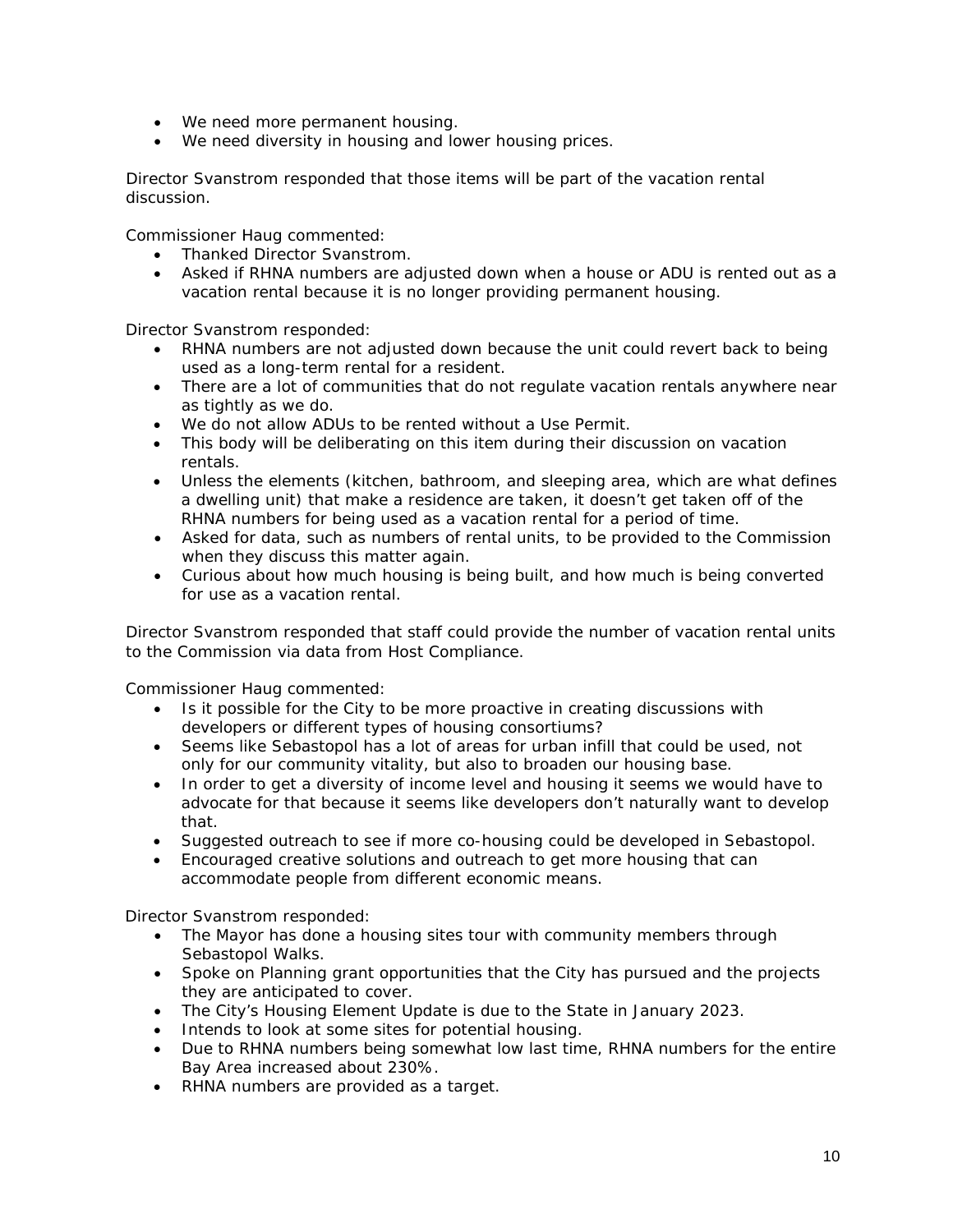- We need more permanent housing.
- We need diversity in housing and lower housing prices.

Director Svanstrom responded that those items will be part of the vacation rental discussion.

Commissioner Haug commented:

- Thanked Director Svanstrom.
- Asked if RHNA numbers are adjusted down when a house or ADU is rented out as a vacation rental because it is no longer providing permanent housing.

Director Svanstrom responded:

- RHNA numbers are not adjusted down because the unit could revert back to being used as a long-term rental for a resident.
- There are a lot of communities that do not regulate vacation rentals anywhere near as tightly as we do.
- We do not allow ADUs to be rented without a Use Permit.
- This body will be deliberating on this item during their discussion on vacation rentals.
- Unless the elements (kitchen, bathroom, and sleeping area, which are what defines a dwelling unit) that make a residence are taken, it doesn't get taken off of the RHNA numbers for being used as a vacation rental for a period of time.
- Asked for data, such as numbers of rental units, to be provided to the Commission when they discuss this matter again.
- Curious about how much housing is being built, and how much is being converted for use as a vacation rental.

Director Svanstrom responded that staff could provide the number of vacation rental units to the Commission via data from Host Compliance.

Commissioner Haug commented:

- Is it possible for the City to be more proactive in creating discussions with developers or different types of housing consortiums?
- Seems like Sebastopol has a lot of areas for urban infill that could be used, not only for our community vitality, but also to broaden our housing base.
- In order to get a diversity of income level and housing it seems we would have to advocate for that because it seems like developers don't naturally want to develop that.
- Suggested outreach to see if more co-housing could be developed in Sebastopol.
- Encouraged creative solutions and outreach to get more housing that can accommodate people from different economic means.

Director Svanstrom responded:

- The Mayor has done a housing sites tour with community members through Sebastopol Walks.
- Spoke on Planning grant opportunities that the City has pursued and the projects they are anticipated to cover.
- The City's Housing Element Update is due to the State in January 2023.
- Intends to look at some sites for potential housing.
- Due to RHNA numbers being somewhat low last time, RHNA numbers for the entire Bay Area increased about 230%.
- RHNA numbers are provided as a target.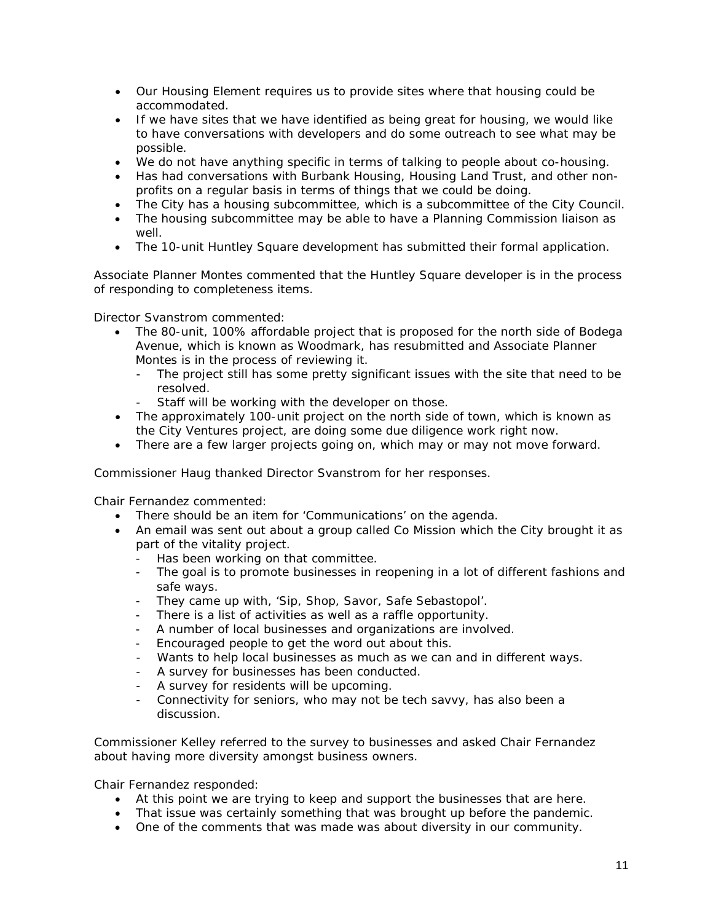- Our Housing Element requires us to provide sites where that housing could be accommodated.
- If we have sites that we have identified as being great for housing, we would like to have conversations with developers and do some outreach to see what may be possible.
- We do not have anything specific in terms of talking to people about co-housing.
- Has had conversations with Burbank Housing, Housing Land Trust, and other non-profits on a regular basis in terms of things that we could be doing.
- The City has a housing subcommittee, which is a subcommittee of the City Council.
- The housing subcommittee may be able to have a Planning Commission liaison as well.
- The 10-unit Huntley Square development has submitted their formal application.

Associate Planner Montes commented that the Huntley Square developer is in the process of responding to completeness items.

Director Svanstrom commented:

- The 80-unit, 100% affordable project that is proposed for the north side of Bodega Avenue, which is known as Woodmark, has resubmitted and Associate Planner Montes is in the process of reviewing it.
  - The project still has some pretty significant issues with the site that need to be resolved.
  - Staff will be working with the developer on those.
- The approximately 100-unit project on the north side of town, which is known as the City Ventures project, are doing some due diligence work right now.
- There are a few larger projects going on, which may or may not move forward.

Commissioner Haug thanked Director Svanstrom for her responses.

Chair Fernandez commented:

- There should be an item for 'Communications' on the agenda.
- An email was sent out about a group called Co Mission which the City brought it as part of the vitality project.
  - Has been working on that committee.
  - The goal is to promote businesses in reopening in a lot of different fashions and safe ways.
  - They came up with, 'Sip, Shop, Savor, Safe Sebastopol'.
  - There is a list of activities as well as a raffle opportunity.
  - A number of local businesses and organizations are involved.
  - Encouraged people to get the word out about this.
  - Wants to help local businesses as much as we can and in different ways.
  - A survey for businesses has been conducted.
  - A survey for residents will be upcoming.
  - Connectivity for seniors, who may not be tech savvy, has also been a discussion.

Commissioner Kelley referred to the survey to businesses and asked Chair Fernandez about having more diversity amongst business owners.

Chair Fernandez responded:

- At this point we are trying to keep and support the businesses that are here.
- That issue was certainly something that was brought up before the pandemic.
- One of the comments that was made was about diversity in our community.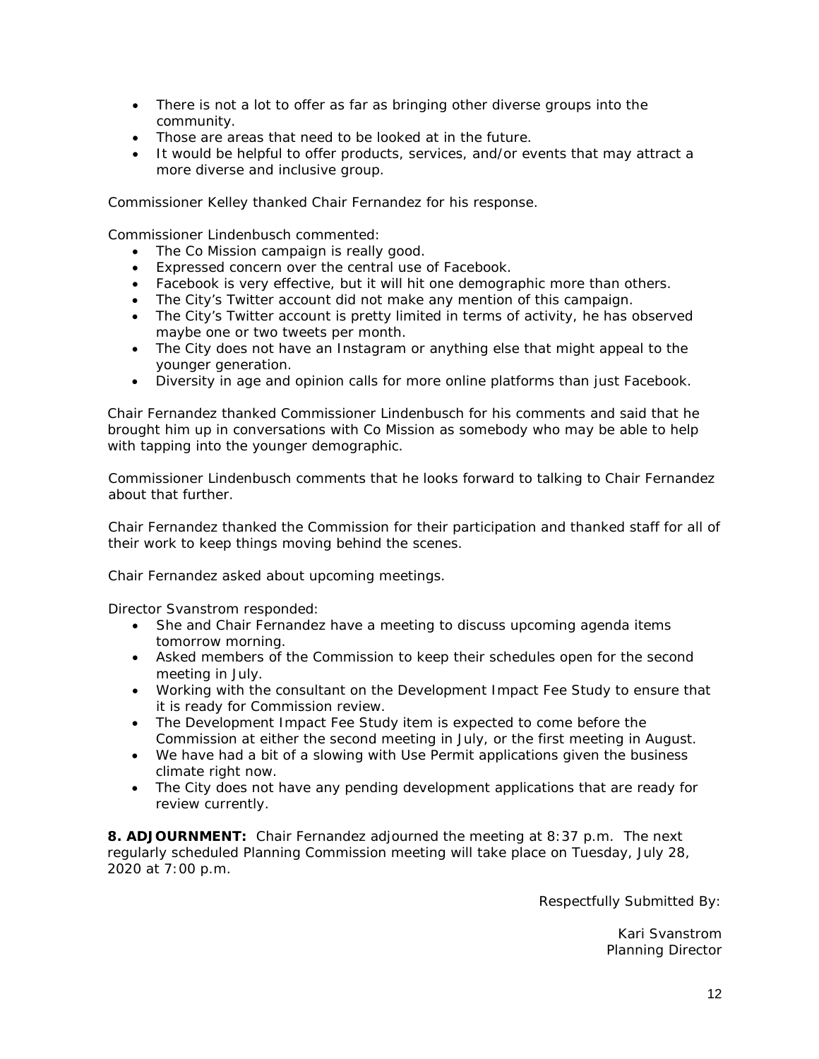- There is not a lot to offer as far as bringing other diverse groups into the community.
- Those are areas that need to be looked at in the future.
- It would be helpful to offer products, services, and/or events that may attract a more diverse and inclusive group.

Commissioner Kelley thanked Chair Fernandez for his response.

Commissioner Lindenbusch commented:

- The Co Mission campaign is really good.
- Expressed concern over the central use of Facebook.
- Facebook is very effective, but it will hit one demographic more than others.
- The City's Twitter account did not make any mention of this campaign.
- The City's Twitter account is pretty limited in terms of activity, he has observed maybe one or two tweets per month.
- The City does not have an Instagram or anything else that might appeal to the younger generation.
- Diversity in age and opinion calls for more online platforms than just Facebook.

Chair Fernandez thanked Commissioner Lindenbusch for his comments and said that he brought him up in conversations with Co Mission as somebody who may be able to help with tapping into the younger demographic.

Commissioner Lindenbusch comments that he looks forward to talking to Chair Fernandez about that further.

Chair Fernandez thanked the Commission for their participation and thanked staff for all of their work to keep things moving behind the scenes.

Chair Fernandez asked about upcoming meetings.

Director Svanstrom responded:

- She and Chair Fernandez have a meeting to discuss upcoming agenda items tomorrow morning.
- Asked members of the Commission to keep their schedules open for the second meeting in July.
- Working with the consultant on the Development Impact Fee Study to ensure that it is ready for Commission review.
- The Development Impact Fee Study item is expected to come before the Commission at either the second meeting in July, or the first meeting in August.
- We have had a bit of a slowing with Use Permit applications given the business climate right now.
- The City does not have any pending development applications that are ready for review currently.

**8. ADJOURNMENT:** Chair Fernandez adjourned the meeting at 8:37 p.m. The next regularly scheduled Planning Commission meeting will take place on Tuesday, July 28, 2020 at 7:00 p.m.

Respectfully Submitted By:

Kari Svanstrom
Planning Director